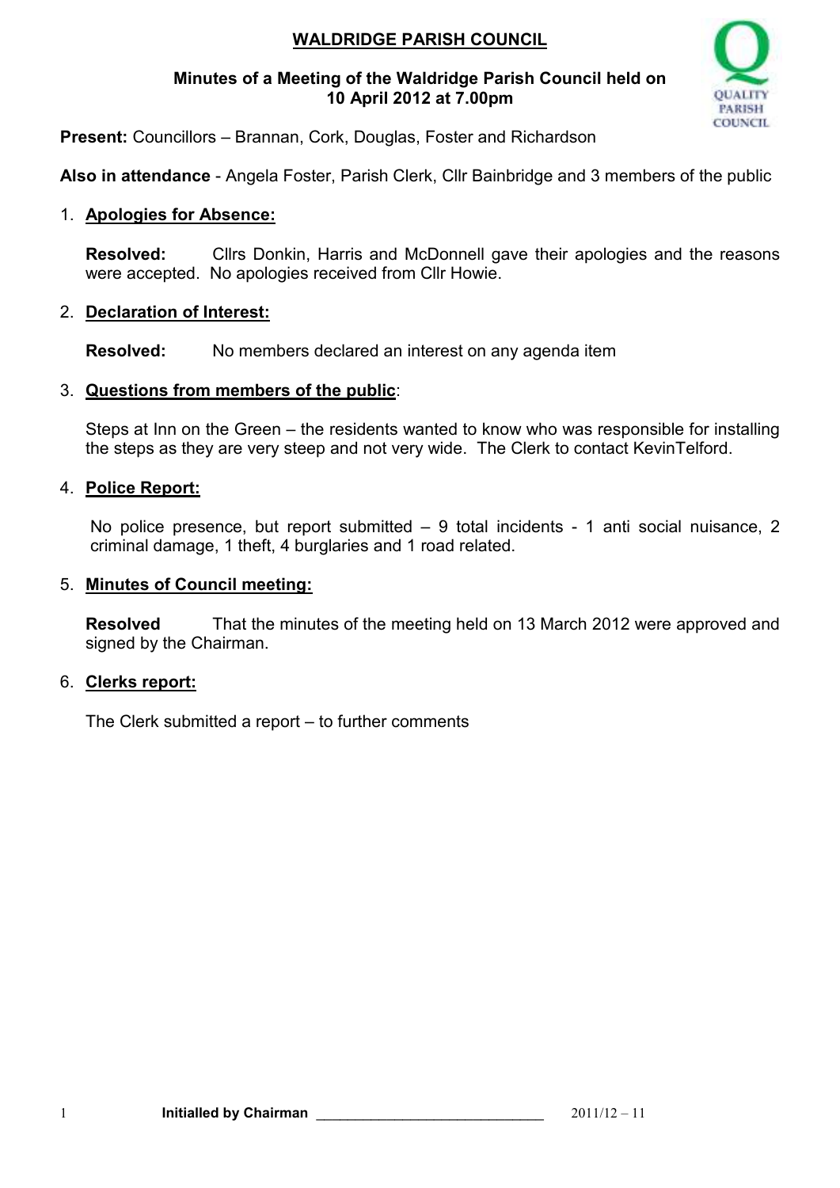# WALDRIDGE PARISH COUNCIL

## Minutes of a Meeting of the Waldridge Parish Council held on 10 April 2012 at 7.00pm

**Present:** Councillors – Brannan, Cork, Douglas, Foster and Richardson

**Also in attendance** - Angela Foster, Parish Clerk, Cllr Bainbridge and 3 members of the public

1. **Apologies for Absence:**

   **Resolved:** Cllrs Donkin, Harris and McDonnell gave their apologies and the reasons were accepted. No apologies received from Cllr Howie.

2. **Declaration of Interest:**

   **Resolved:** No members declared an interest on any agenda item

3. **Questions from members of the public**:

   Steps at Inn on the Green – the residents wanted to know who was responsible for installing the steps as they are very steep and not very wide. The Clerk to contact KevinTelford.

4. **Police Report:**

   No police presence, but report submitted – 9 total incidents - 1 anti social nuisance, 2 criminal damage, 1 theft, 4 burglaries and 1 road related.

5. **Minutes of Council meeting:**

   **Resolved** That the minutes of the meeting held on 13 March 2012 were approved and signed by the Chairman.

6. **Clerks report:**

   The Clerk submitted a report – to further comments

**Initialled by Chairman** ____________________________ 2011/12 – 11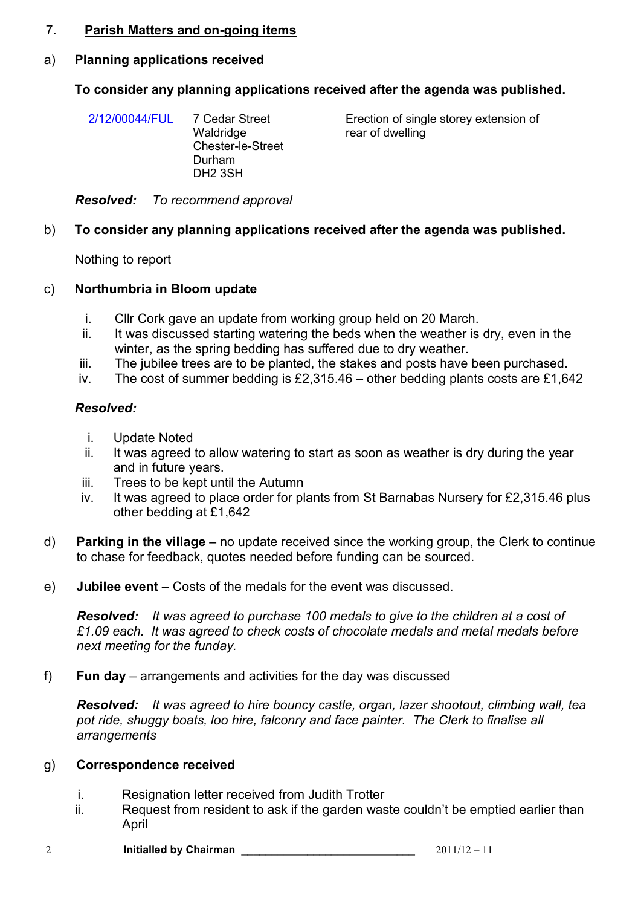## 7. Parish Matters and on-going items

### a) Planning applications received

**To consider any planning applications received after the agenda was published.**

| 2/12/00044/FUL | 7 Cedar Street<br>Waldridge<br>Chester-le-Street<br>Durham<br>DH2 3SH | Erection of single storey extension of rear of dwelling |
|---|---|---|

***Resolved:*** *To recommend approval*

### b) To consider any planning applications received after the agenda was published.

Nothing to report

### c) Northumbria in Bloom update

i. Cllr Cork gave an update from working group held on 20 March.
ii. It was discussed starting watering the beds when the weather is dry, even in the winter, as the spring bedding has suffered due to dry weather.
iii. The jubilee trees are to be planted, the stakes and posts have been purchased.
iv. The cost of summer bedding is £2,315.46 – other bedding plants costs are £1,642

***Resolved:***

i. Update Noted
ii. It was agreed to allow watering to start as soon as weather is dry during the year and in future years.
iii. Trees to be kept until the Autumn
iv. It was agreed to place order for plants from St Barnabas Nursery for £2,315.46 plus other bedding at £1,642

d) **Parking in the village –** no update received since the working group, the Clerk to continue to chase for feedback, quotes needed before funding can be sourced.

e) **Jubilee event** – Costs of the medals for the event was discussed.

***Resolved:*** *It was agreed to purchase 100 medals to give to the children at a cost of £1.09 each. It was agreed to check costs of chocolate medals and metal medals before next meeting for the funday.*

f) **Fun day** – arrangements and activities for the day was discussed

***Resolved:*** *It was agreed to hire bouncy castle, organ, lazer shootout, climbing wall, tea pot ride, shuggy boats, loo hire, falconry and face painter. The Clerk to finalise all arrangements*

### g) Correspondence received

i. Resignation letter received from Judith Trotter
ii. Request from resident to ask if the garden waste couldn't be emptied earlier than April

**Initialled by Chairman** \_\_\_\_\_\_\_\_\_\_\_\_\_\_\_\_\_\_\_\_\_\_\_\_\_\_\_\_ 2011/12 – 11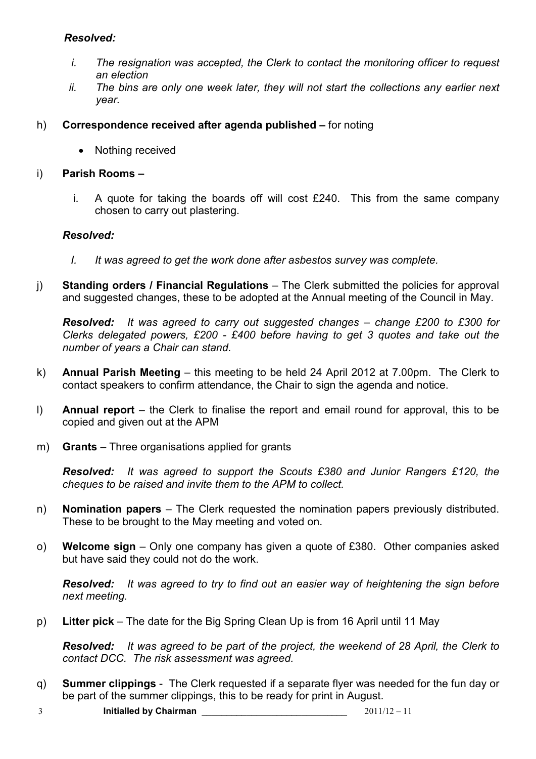***Resolved:***

i. *The resignation was accepted, the Clerk to contact the monitoring officer to request an election*
ii. *The bins are only one week later, they will not start the collections any earlier next year.*

h) **Correspondence received after agenda published –** for noting

- Nothing received

i) **Parish Rooms –**

i. A quote for taking the boards off will cost £240. This from the same company chosen to carry out plastering.

***Resolved:***

I. *It was agreed to get the work done after asbestos survey was complete.*

j) **Standing orders / Financial Regulations** – The Clerk submitted the policies for approval and suggested changes, these to be adopted at the Annual meeting of the Council in May.

***Resolved:*** *It was agreed to carry out suggested changes – change £200 to £300 for Clerks delegated powers, £200 - £400 before having to get 3 quotes and take out the number of years a Chair can stand.*

k) **Annual Parish Meeting** – this meeting to be held 24 April 2012 at 7.00pm. The Clerk to contact speakers to confirm attendance, the Chair to sign the agenda and notice.

l) **Annual report** – the Clerk to finalise the report and email round for approval, this to be copied and given out at the APM

m) **Grants** – Three organisations applied for grants

***Resolved:*** *It was agreed to support the Scouts £380 and Junior Rangers £120, the cheques to be raised and invite them to the APM to collect.*

n) **Nomination papers** – The Clerk requested the nomination papers previously distributed. These to be brought to the May meeting and voted on.

o) **Welcome sign** – Only one company has given a quote of £380. Other companies asked but have said they could not do the work.

***Resolved:*** *It was agreed to try to find out an easier way of heightening the sign before next meeting.*

p) **Litter pick** – The date for the Big Spring Clean Up is from 16 April until 11 May

***Resolved:*** *It was agreed to be part of the project, the weekend of 28 April, the Clerk to contact DCC. The risk assessment was agreed.*

q) **Summer clippings** - The Clerk requested if a separate flyer was needed for the fun day or be part of the summer clippings, this to be ready for print in August.

**Initialled by Chairman** ___________________________ 2011/12 – 11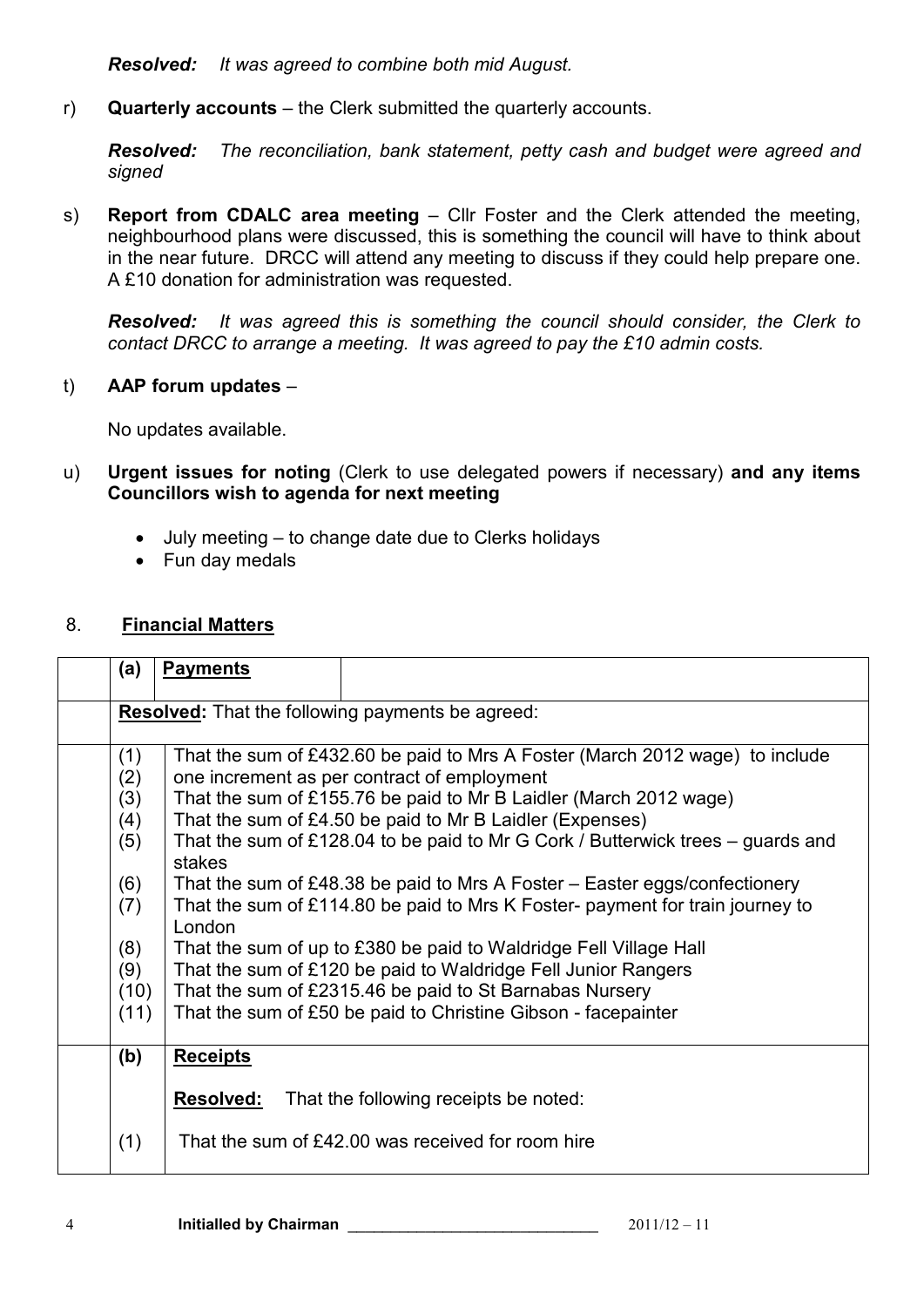***Resolved:*** *It was agreed to combine both mid August.*

r) **Quarterly accounts** – the Clerk submitted the quarterly accounts.

***Resolved:*** *The reconciliation, bank statement, petty cash and budget were agreed and signed*

s) **Report from CDALC area meeting** – Cllr Foster and the Clerk attended the meeting, neighbourhood plans were discussed, this is something the council will have to think about in the near future. DRCC will attend any meeting to discuss if they could help prepare one. A £10 donation for administration was requested.

***Resolved:*** *It was agreed this is something the council should consider, the Clerk to contact DRCC to arrange a meeting. It was agreed to pay the £10 admin costs.*

t) **AAP forum updates** –

No updates available.

u) **Urgent issues for noting** (Clerk to use delegated powers if necessary) **and any items Councillors wish to agenda for next meeting**

- July meeting – to change date due to Clerks holidays
- Fun day medals

## 8. **Financial Matters**

| | | |
|---|---|---|
| **(a)** | **Payments** | |
| | **Resolved:** That the following payments be agreed: | |
| (1) | That the sum of £432.60 be paid to Mrs A Foster (March 2012 wage) to include | |
| (2) | one increment as per contract of employment | |
| (3) | That the sum of £155.76 be paid to Mr B Laidler (March 2012 wage) | |
| (4) | That the sum of £4.50 be paid to Mr B Laidler (Expenses) | |
| (5) | That the sum of £128.04 to be paid to Mr G Cork / Butterwick trees – guards and stakes | |
| (6) | That the sum of £48.38 be paid to Mrs A Foster – Easter eggs/confectionery | |
| (7) | That the sum of £114.80 be paid to Mrs K Foster- payment for train journey to London | |
| (8) | That the sum of up to £380 be paid to Waldridge Fell Village Hall | |
| (9) | That the sum of £120 be paid to Waldridge Fell Junior Rangers | |
| (10) | That the sum of £2315.46 be paid to St Barnabas Nursery | |
| (11) | That the sum of £50 be paid to Christine Gibson - facepainter | |
| **(b)** | **Receipts** | |
| | **Resolved:** That the following receipts be noted: | |
| (1) | That the sum of £42.00 was received for room hire | |

**Initialled by Chairman** ____________________________ 2011/12 – 11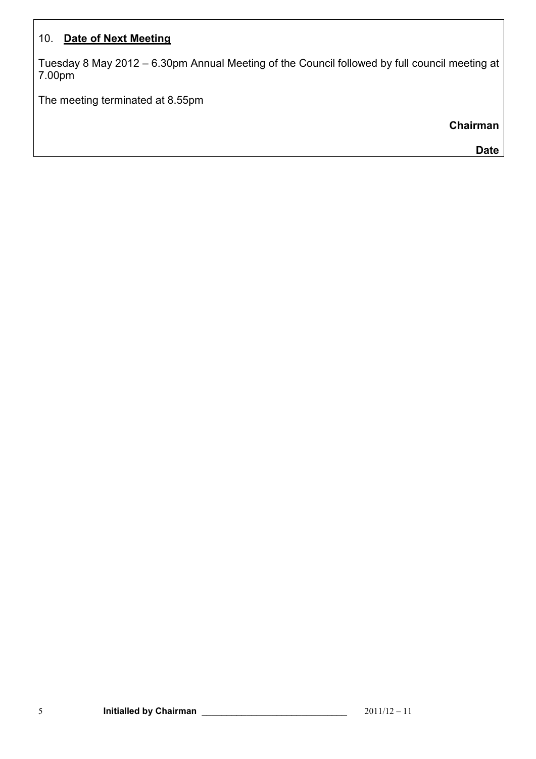## 10. **Date of Next Meeting**

Tuesday 8 May 2012 – 6.30pm Annual Meeting of the Council followed by full council meeting at 7.00pm

The meeting terminated at 8.55pm

**Chairman**

**Date**

**Initialled by Chairman** ______________________________ 2011/12 – 11